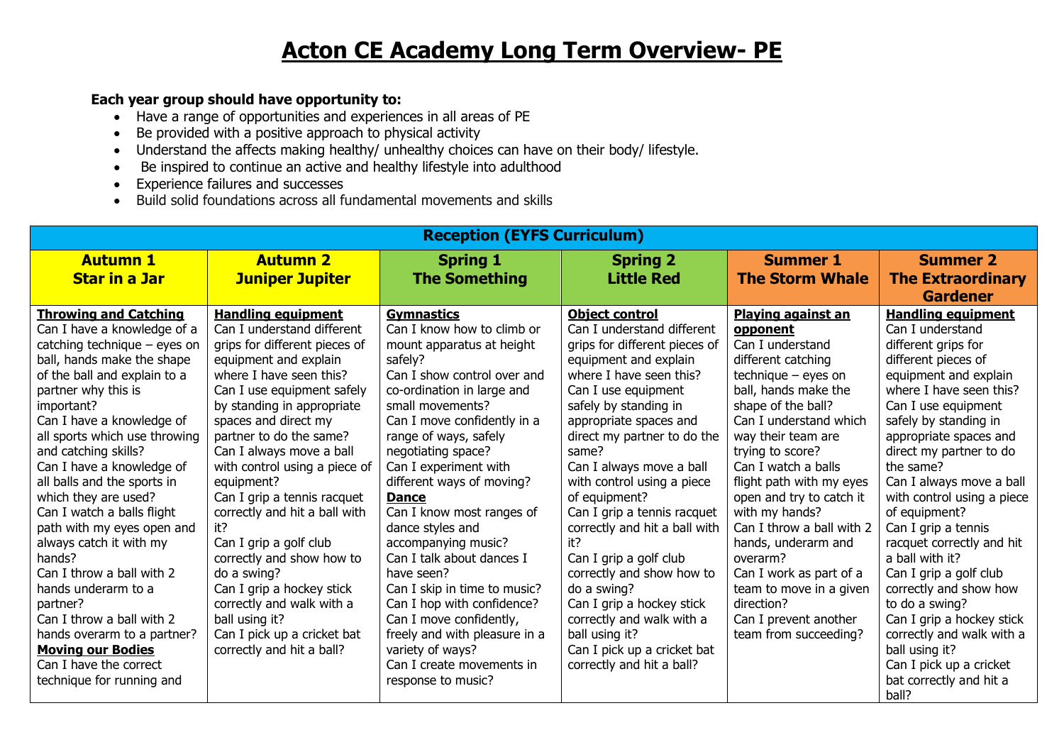# Acton CE Academy Long Term Overview- PE

**Each year group should have opportunity to:**

- Have a range of opportunities and experiences in all areas of PE
- Be provided with a positive approach to physical activity
- Understand the affects making healthy/ unhealthy choices can have on their body/ lifestyle.
- Be inspired to continue an active and healthy lifestyle into adulthood
- Experience failures and successes
- Build solid foundations across all fundamental movements and skills

| Reception (EYFS Curriculum) | | | | | |
|---|---|---|---|---|---|
| **Autumn 1 Star in a Jar** | **Autumn 2 Juniper Jupiter** | **Spring 1 The Something** | **Spring 2 Little Red** | **Summer 1 The Storm Whale** | **Summer 2 The Extraordinary Gardener** |
| **<u>Throwing and Catching</u>**<br>Can I have a knowledge of a catching technique – eyes on ball, hands make the shape of the ball and explain to a partner why this is important?<br>Can I have a knowledge of all sports which use throwing and catching skills?<br>Can I have a knowledge of all balls and the sports in which they are used?<br>Can I watch a balls flight path with my eyes open and always catch it with my hands?<br>Can I throw a ball with 2 hands underarm to a partner?<br>Can I throw a ball with 2 hands overarm to a partner?<br>**<u>Moving our Bodies</u>**<br>Can I have the correct technique for running and | **<u>Handling equipment</u>**<br>Can I understand different grips for different pieces of equipment and explain where I have seen this?<br>Can I use equipment safely by standing in appropriate spaces and direct my partner to do the same?<br>Can I always move a ball with control using a piece of equipment?<br>Can I grip a tennis racquet correctly and hit a ball with it?<br>Can I grip a golf club correctly and show how to do a swing?<br>Can I grip a hockey stick correctly and walk with a ball using it?<br>Can I pick up a cricket bat correctly and hit a ball? | **<u>Gymnastics</u>**<br>Can I know how to climb or mount apparatus at height safely?<br>Can I show control over and co-ordination in large and small movements?<br>Can I move confidently in a range of ways, safely negotiating space?<br>Can I experiment with different ways of moving?<br>**<u>Dance</u>**<br>Can I know most ranges of dance styles and accompanying music?<br>Can I talk about dances I have seen?<br>Can I skip in time to music?<br>Can I hop with confidence?<br>Can I move confidently, freely and with pleasure in a variety of ways?<br>Can I create movements in response to music? | **<u>Object control</u>**<br>Can I understand different grips for different pieces of equipment and explain where I have seen this?<br>Can I use equipment safely by standing in appropriate spaces and direct my partner to do the same?<br>Can I always move a ball with control using a piece of equipment?<br>Can I grip a tennis racquet correctly and hit a ball with it?<br>Can I grip a golf club correctly and show how to do a swing?<br>Can I grip a hockey stick correctly and walk with a ball using it?<br>Can I pick up a cricket bat correctly and hit a ball? | **<u>Playing against an opponent</u>**<br>Can I understand different catching technique – eyes on ball, hands make the shape of the ball?<br>Can I understand which way their team are trying to score?<br>Can I watch a balls flight path with my eyes open and try to catch it with my hands?<br>Can I throw a ball with 2 hands, underarm and overarm?<br>Can I work as part of a team to move in a given direction?<br>Can I prevent another team from succeeding? | **<u>Handling equipment</u>**<br>Can I understand different grips for different pieces of equipment and explain where I have seen this?<br>Can I use equipment safely by standing in appropriate spaces and direct my partner to do the same?<br>Can I always move a ball with control using a piece of equipment?<br>Can I grip a tennis racquet correctly and hit a ball with it?<br>Can I grip a golf club correctly and show how to do a swing?<br>Can I grip a hockey stick correctly and walk with a ball using it?<br>Can I pick up a cricket bat correctly and hit a ball? |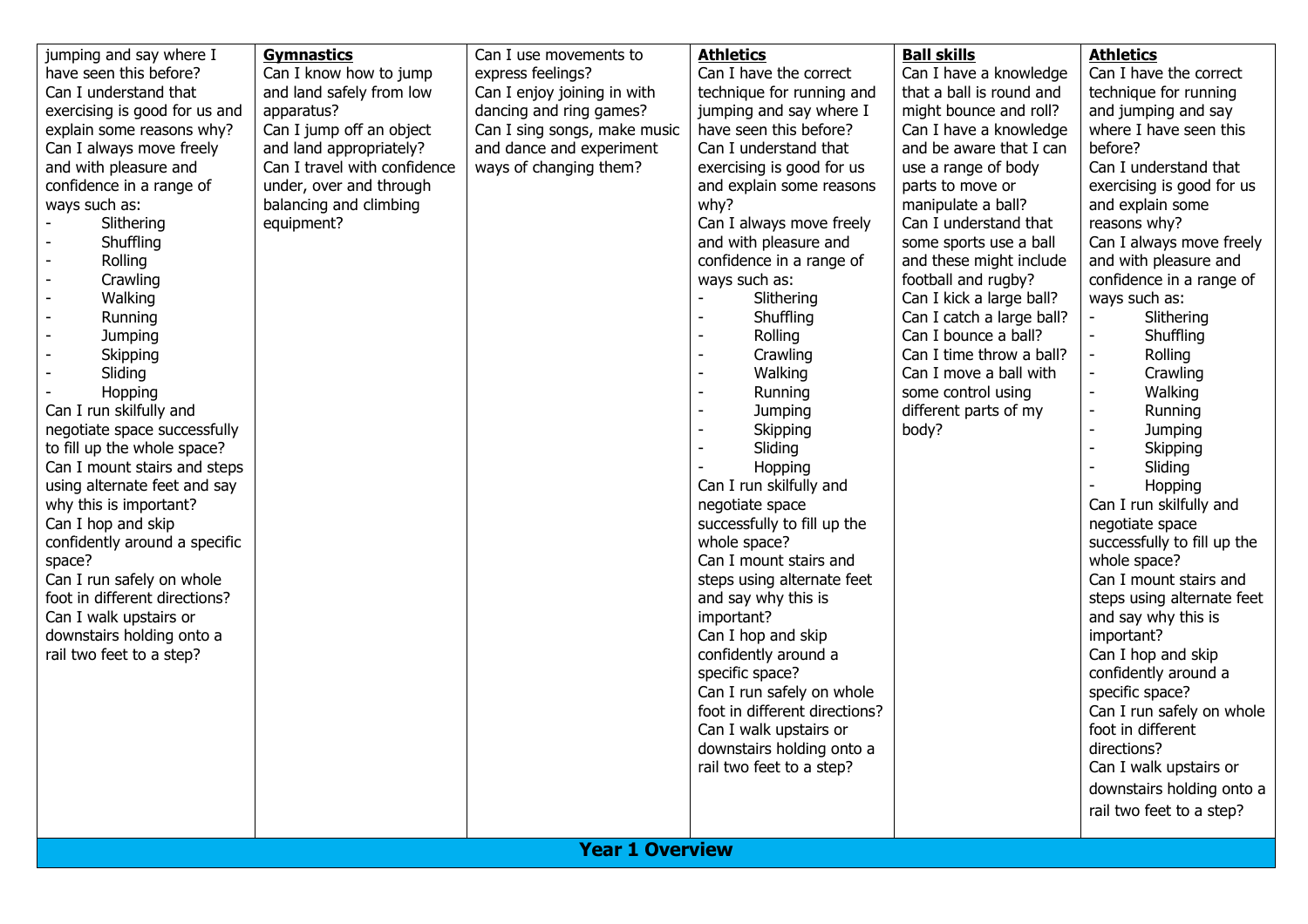| | | | | | |
|---|---|---|---|---|---|
| jumping and say where I have seen this before?<br>Can I understand that exercising is good for us and explain some reasons why?<br>Can I always move freely and with pleasure and confidence in a range of ways such as:<br>- Slithering<br>- Shuffling<br>- Rolling<br>- Crawling<br>- Walking<br>- Running<br>- Jumping<br>- Skipping<br>- Sliding<br>- Hopping<br>Can I run skilfully and negotiate space successfully to fill up the whole space?<br>Can I mount stairs and steps using alternate feet and say why this is important?<br>Can I hop and skip confidently around a specific space?<br>Can I run safely on whole foot in different directions?<br>Can I walk upstairs or downstairs holding onto a rail two feet to a step? | **Gymnastics**<br>Can I know how to jump and land safely from low apparatus?<br>Can I jump off an object and land appropriately?<br>Can I travel with confidence under, over and through balancing and climbing equipment? | Can I use movements to express feelings?<br>Can I enjoy joining in with dancing and ring games?<br>Can I sing songs, make music and dance and experiment ways of changing them? | **Athletics**<br>Can I have the correct technique for running and jumping and say where I have seen this before?<br>Can I understand that exercising is good for us and explain some reasons why?<br>Can I always move freely and with pleasure and confidence in a range of ways such as:<br>- Slithering<br>- Shuffling<br>- Rolling<br>- Crawling<br>- Walking<br>- Running<br>- Jumping<br>- Skipping<br>- Sliding<br>- Hopping<br>Can I run skilfully and negotiate space successfully to fill up the whole space?<br>Can I mount stairs and steps using alternate feet and say why this is important?<br>Can I hop and skip confidently around a specific space?<br>Can I run safely on whole foot in different directions?<br>Can I walk upstairs or downstairs holding onto a rail two feet to a step? | **Ball skills**<br>Can I have a knowledge that a ball is round and might bounce and roll?<br>Can I have a knowledge and be aware that I can use a range of body parts to move or manipulate a ball?<br>Can I understand that some sports use a ball and these might include football and rugby?<br>Can I kick a large ball?<br>Can I catch a large ball?<br>Can I bounce a ball?<br>Can I time throw a ball?<br>Can I move a ball with some control using different parts of my body? | **Athletics**<br>Can I have the correct technique for running and jumping and say where I have seen this before?<br>Can I understand that exercising is good for us and explain some reasons why?<br>Can I always move freely and with pleasure and confidence in a range of ways such as:<br>- Slithering<br>- Shuffling<br>- Rolling<br>- Crawling<br>- Walking<br>- Running<br>- Jumping<br>- Skipping<br>- Sliding<br>- Hopping<br>Can I run skilfully and negotiate space successfully to fill up the whole space?<br>Can I mount stairs and steps using alternate feet and say why this is important?<br>Can I hop and skip confidently around a specific space?<br>Can I run safely on whole foot in different directions?<br>Can I walk upstairs or downstairs holding onto a rail two feet to a step? |

## Year 1 Overview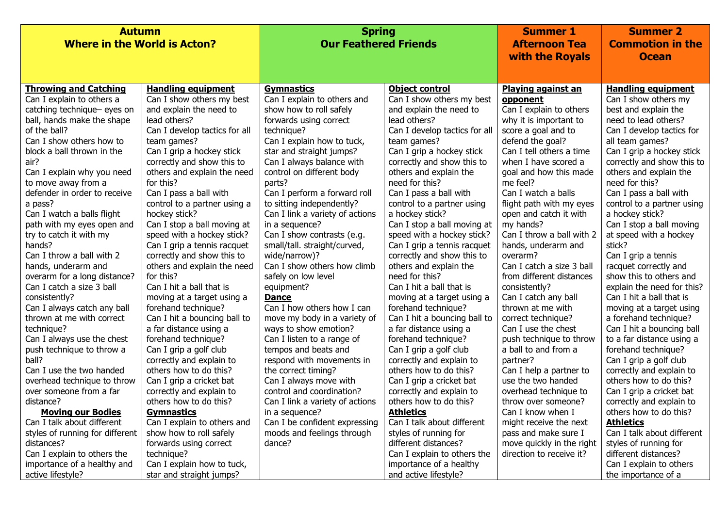| Autumn<br>Where in the World is Acton? | | Spring<br>Our Feathered Friends | | Summer 1<br>Afternoon Tea with the Royals | Summer 2<br>Commotion in the Ocean |
|---|---|---|---|---|---|
| **Throwing and Catching**<br>Can I explain to others a catching technique– eyes on ball, hands make the shape of the ball?<br>Can I show others how to block a ball thrown in the air?<br>Can I explain why you need to move away from a defender in order to receive a pass?<br>Can I watch a balls flight path with my eyes open and try to catch it with my hands?<br>Can I throw a ball with 2 hands, underarm and overarm for a long distance?<br>Can I catch a size 3 ball consistently?<br>Can I always catch any ball thrown at me with correct technique?<br>Can I always use the chest push technique to throw a ball?<br>Can I use the two handed overhead technique to throw over someone from a far distance?<br>**Moving our Bodies**<br>Can I talk about different styles of running for different distances?<br>Can I explain to others the importance of a healthy and active lifestyle? | **Handling equipment**<br>Can I show others my best and explain the need to lead others?<br>Can I develop tactics for all team games?<br>Can I grip a hockey stick correctly and show this to others and explain the need for this?<br>Can I pass a ball with control to a partner using a hockey stick?<br>Can I stop a ball moving at speed with a hockey stick?<br>Can I grip a tennis racquet correctly and show this to others and explain the need for this?<br>Can I hit a ball that is moving at a target using a forehand technique?<br>Can I hit a bouncing ball to a far distance using a forehand technique?<br>Can I grip a golf club correctly and explain to others how to do this?<br>Can I grip a cricket bat correctly and explain to others how to do this?<br>**Gymnastics**<br>Can I explain to others and show how to roll safely forwards using correct technique?<br>Can I explain how to tuck, star and straight jumps? | **Gymnastics**<br>Can I explain to others and show how to roll safely forwards using correct technique?<br>Can I explain how to tuck, star and straight jumps?<br>Can I always balance with control on different body parts?<br>Can I perform a forward roll to sitting independently?<br>Can I link a variety of actions in a sequence?<br>Can I show contrasts (e.g. small/tall. straight/curved, wide/narrow)?<br>Can I show others how climb safely on low level equipment?<br>**Dance**<br>Can I how others how I can move my body in a variety of ways to show emotion?<br>Can I listen to a range of tempos and beats and respond with movements in the correct timing?<br>Can I always move with control and coordination?<br>Can I link a variety of actions in a sequence?<br>Can I be confident expressing moods and feelings through dance? | **Object control**<br>Can I show others my best and explain the need to lead others?<br>Can I develop tactics for all team games?<br>Can I grip a hockey stick correctly and show this to others and explain the need for this?<br>Can I pass a ball with control to a partner using a hockey stick?<br>Can I stop a ball moving at speed with a hockey stick?<br>Can I grip a tennis racquet correctly and show this to others and explain the need for this?<br>Can I hit a ball that is moving at a target using a forehand technique?<br>Can I hit a bouncing ball to a far distance using a forehand technique?<br>Can I grip a golf club correctly and explain to others how to do this?<br>Can I grip a cricket bat correctly and explain to others how to do this?<br>**Athletics**<br>Can I talk about different styles of running for different distances?<br>Can I explain to others the importance of a healthy and active lifestyle? | **Playing against an opponent**<br>Can I explain to others why it is important to score a goal and to defend the goal?<br>Can I tell others a time when I have scored a goal and how this made me feel?<br>Can I watch a balls flight path with my eyes open and catch it with my hands?<br>Can I throw a ball with 2 hands, underarm and overarm?<br>Can I catch a size 3 ball from different distances consistently?<br>Can I catch any ball thrown at me with correct technique?<br>Can I use the chest push technique to throw a ball to and from a partner?<br>Can I help a partner to use the two handed overhead technique to throw over someone?<br>Can I know when I might receive the next pass and make sure I move quickly in the right direction to receive it? | **Handling equipment**<br>Can I show others my best and explain the need to lead others?<br>Can I develop tactics for all team games?<br>Can I grip a hockey stick correctly and show this to others and explain the need for this?<br>Can I pass a ball with control to a partner using a hockey stick?<br>Can I stop a ball moving at speed with a hockey stick?<br>Can I grip a tennis racquet correctly and show this to others and explain the need for this?<br>Can I hit a ball that is moving at a target using a forehand technique?<br>Can I hit a bouncing ball to a far distance using a forehand technique?<br>Can I grip a golf club correctly and explain to others how to do this?<br>Can I grip a cricket bat correctly and explain to others how to do this?<br>**Athletics**<br>Can I talk about different styles of running for different distances?<br>Can I explain to others the importance of a |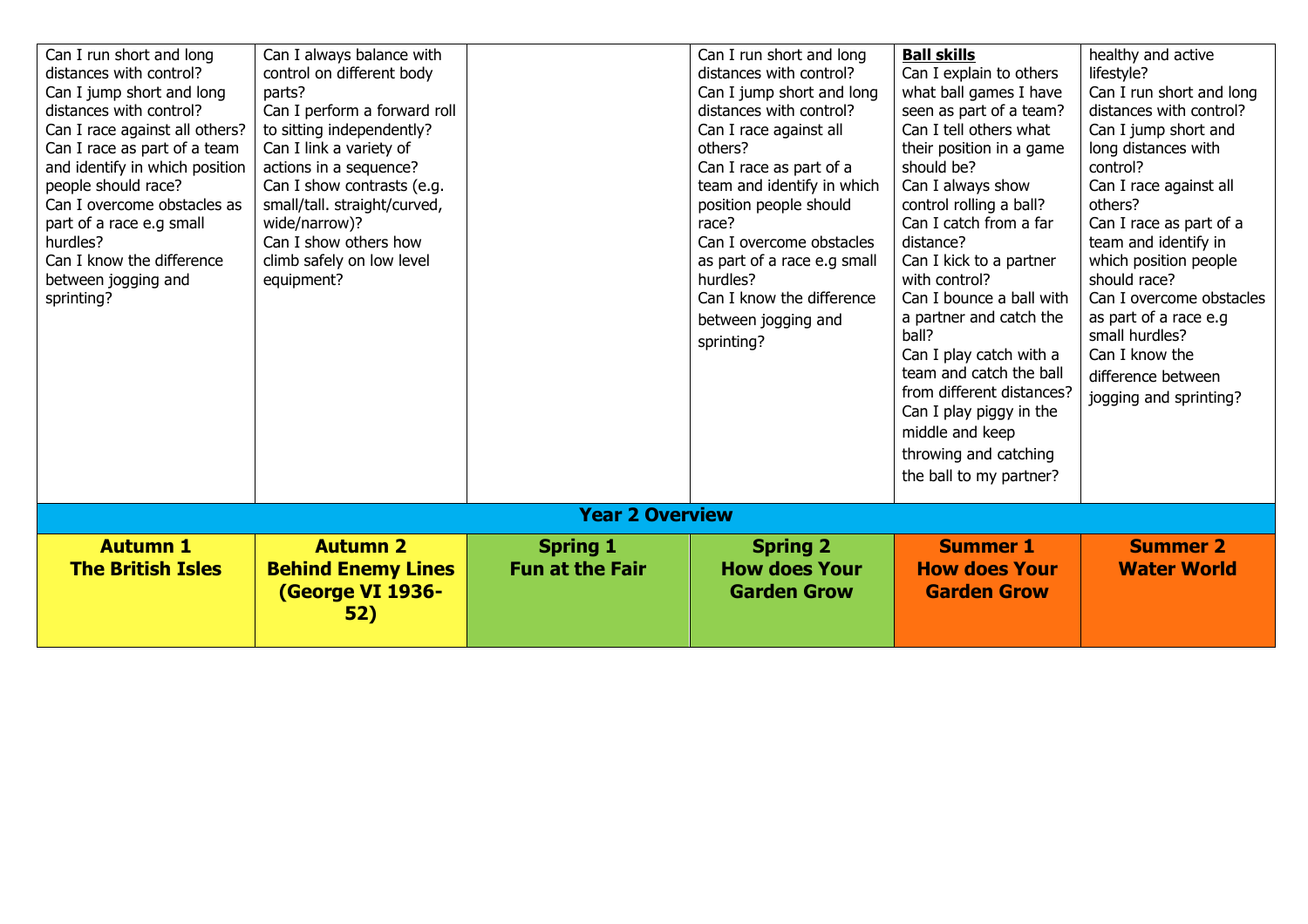| | | | | | |
|---|---|---|---|---|---|
| Can I run short and long distances with control?<br>Can I jump short and long distances with control?<br>Can I race against all others?<br>Can I race as part of a team and identify in which position people should race?<br>Can I overcome obstacles as part of a race e.g small hurdles?<br>Can I know the difference between jogging and sprinting? | Can I always balance with control on different body parts?<br>Can I perform a forward roll to sitting independently?<br>Can I link a variety of actions in a sequence?<br>Can I show contrasts (e.g. small/tall. straight/curved, wide/narrow)?<br>Can I show others how climb safely on low level equipment? | | Can I run short and long distances with control?<br>Can I jump short and long distances with control?<br>Can I race against all others?<br>Can I race as part of a team and identify in which position people should race?<br>Can I overcome obstacles as part of a race e.g small hurdles?<br>Can I know the difference between jogging and sprinting? | **Ball skills**<br>Can I explain to others what ball games I have seen as part of a team?<br>Can I tell others what their position in a game should be?<br>Can I always show control rolling a ball?<br>Can I catch from a far distance?<br>Can I kick to a partner with control?<br>Can I bounce a ball with a partner and catch the ball?<br>Can I play catch with a team and catch the ball from different distances?<br>Can I play piggy in the middle and keep throwing and catching the ball to my partner? | healthy and active lifestyle?<br>Can I run short and long distances with control?<br>Can I jump short and long distances with control?<br>Can I race against all others?<br>Can I race as part of a team and identify in which position people should race?<br>Can I overcome obstacles as part of a race e.g small hurdles?<br>Can I know the difference between jogging and sprinting? |
| **Year 2 Overview** | | | | | |
| **Autumn 1**<br>**The British Isles** | **Autumn 2**<br>**Behind Enemy Lines (George VI 1936-52)** | **Spring 1**<br>**Fun at the Fair** | **Spring 2**<br>**How does Your Garden Grow** | **Summer 1**<br>**How does Your Garden Grow** | **Summer 2**<br>**Water World** |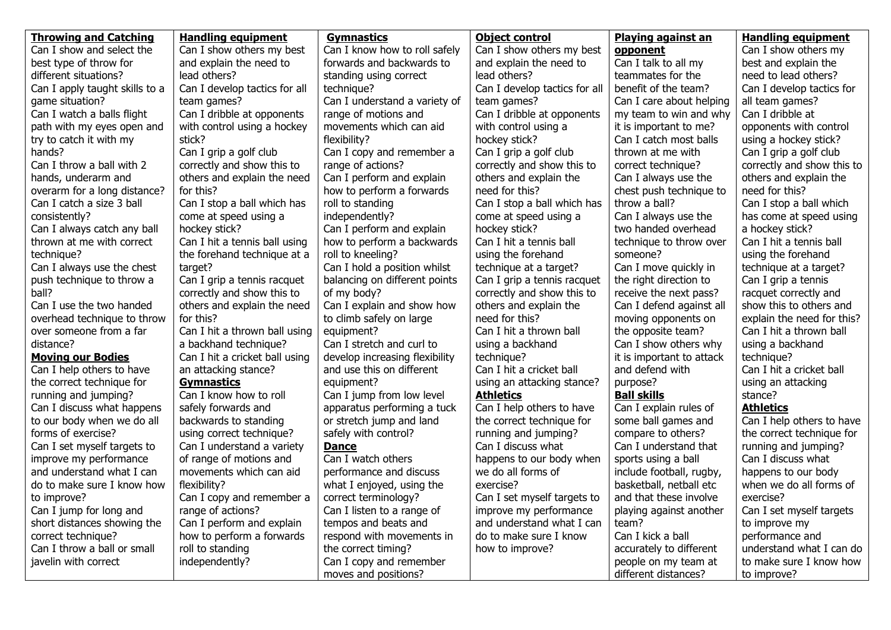| **Throwing and Catching** | **Handling equipment** | **Gymnastics** | **Object control** | **Playing against an opponent** | **Handling equipment** |
|---|---|---|---|---|---|
| Can I show and select the best type of throw for different situations?<br>Can I apply taught skills to a game situation?<br>Can I watch a balls flight path with my eyes open and try to catch it with my hands?<br>Can I throw a ball with 2 hands, underarm and overarm for a long distance?<br>Can I catch a size 3 ball consistently?<br>Can I always catch any ball thrown at me with correct technique?<br>Can I always use the chest push technique to throw a ball?<br>Can I use the two handed overhead technique to throw over someone from a far distance?<br>**Moving our Bodies**<br>Can I help others to have the correct technique for running and jumping?<br>Can I discuss what happens to our body when we do all forms of exercise?<br>Can I set myself targets to improve my performance and understand what I can do to make sure I know how to improve?<br>Can I jump for long and short distances showing the correct technique?<br>Can I throw a ball or small javelin with correct | Can I show others my best and explain the need to lead others?<br>Can I develop tactics for all team games?<br>Can I dribble at opponents with control using a hockey stick?<br>Can I grip a golf club correctly and show this to others and explain the need for this?<br>Can I stop a ball which has come at speed using a hockey stick?<br>Can I hit a tennis ball using the forehand technique at a target?<br>Can I grip a tennis racquet correctly and show this to others and explain the need for this?<br>Can I hit a thrown ball using a backhand technique?<br>Can I hit a cricket ball using an attacking stance?<br>**Gymnastics**<br>Can I know how to roll safely forwards and backwards to standing using correct technique?<br>Can I understand a variety of range of motions and movements which can aid flexibility?<br>Can I copy and remember a range of actions?<br>Can I perform and explain how to perform a forwards roll to standing independently? | Can I know how to roll safely forwards and backwards to standing using correct technique?<br>Can I understand a variety of range of motions and movements which can aid flexibility?<br>Can I copy and remember a range of actions?<br>Can I perform and explain how to perform a forwards roll to standing independently?<br>Can I perform and explain how to perform a backwards roll to kneeling?<br>Can I hold a position whilst balancing on different points of my body?<br>Can I explain and show how to climb safely on large equipment?<br>Can I stretch and curl to develop increasing flexibility and use this on different equipment?<br>Can I jump from low level apparatus performing a tuck or stretch jump and land safely with control?<br>**Dance**<br>Can I watch others performance and discuss what I enjoyed, using the correct terminology?<br>Can I listen to a range of tempos and beats and respond with movements in the correct timing?<br>Can I copy and remember moves and positions? | Can I show others my best and explain the need to lead others?<br>Can I develop tactics for all team games?<br>Can I dribble at opponents with control using a hockey stick?<br>Can I grip a golf club correctly and show this to others and explain the need for this?<br>Can I stop a ball which has come at speed using a hockey stick?<br>Can I hit a tennis ball using the forehand technique at a target?<br>Can I grip a tennis racquet correctly and show this to others and explain the need for this?<br>Can I hit a thrown ball using a backhand technique?<br>Can I hit a cricket ball using an attacking stance?<br>**Athletics**<br>Can I help others to have the correct technique for running and jumping?<br>Can I discuss what happens to our body when we do all forms of exercise?<br>Can I set myself targets to improve my performance and understand what I can do to make sure I know how to improve? | Can I talk to all my teammates for the benefit of the team?<br>Can I care about helping my team to win and why it is important to me?<br>Can I catch most balls thrown at me with correct technique?<br>Can I always use the chest push technique to throw a ball?<br>Can I always use the two handed overhead technique to throw over someone?<br>Can I move quickly in the right direction to receive the next pass?<br>Can I defend against all moving opponents on the opposite team?<br>Can I show others why it is important to attack and defend with purpose?<br>**Ball skills**<br>Can I explain rules of some ball games and compare to others?<br>Can I understand that sports using a ball include football, rugby, basketball, netball etc and that these involve playing against another team?<br>Can I kick a ball accurately to different people on my team at different distances? | Can I show others my best and explain the need to lead others?<br>Can I develop tactics for all team games?<br>Can I dribble at opponents with control using a hockey stick?<br>Can I grip a golf club correctly and show this to others and explain the need for this?<br>Can I stop a ball which has come at speed using a hockey stick?<br>Can I hit a tennis ball using the forehand technique at a target?<br>Can I grip a tennis racquet correctly and show this to others and explain the need for this?<br>Can I hit a thrown ball using a backhand technique?<br>Can I hit a cricket ball using an attacking stance?<br>**Athletics**<br>Can I help others to have the correct technique for running and jumping?<br>Can I discuss what happens to our body when we do all forms of exercise?<br>Can I set myself targets to improve my performance and understand what I can do to make sure I know how to improve? |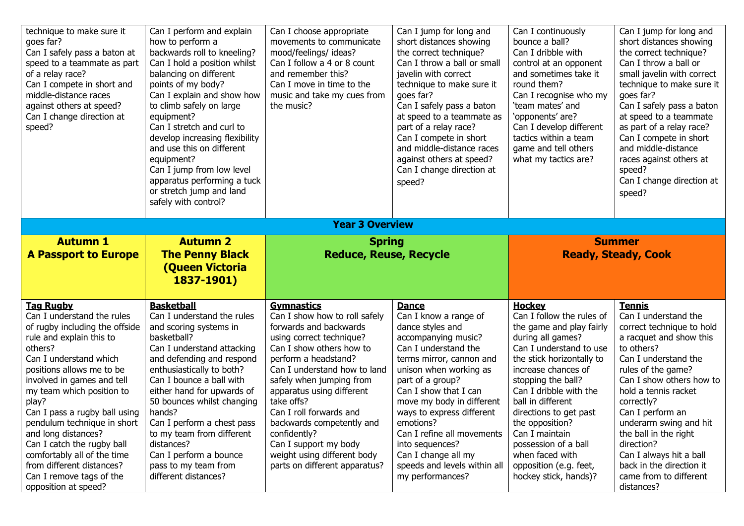| | | | | | |
|---|---|---|---|---|---|
| technique to make sure it goes far?<br>Can I safely pass a baton at speed to a teammate as part of a relay race?<br>Can I compete in short and middle-distance races against others at speed?<br>Can I change direction at speed? | Can I perform and explain how to perform a backwards roll to kneeling?<br>Can I hold a position whilst balancing on different points of my body?<br>Can I explain and show how to climb safely on large equipment?<br>Can I stretch and curl to develop increasing flexibility and use this on different equipment?<br>Can I jump from low level apparatus performing a tuck or stretch jump and land safely with control? | Can I choose appropriate movements to communicate mood/feelings/ ideas?<br>Can I follow a 4 or 8 count and remember this?<br>Can I move in time to the music and take my cues from the music? | Can I jump for long and short distances showing the correct technique?<br>Can I throw a ball or small javelin with correct technique to make sure it goes far?<br>Can I safely pass a baton at speed to a teammate as part of a relay race?<br>Can I compete in short and middle-distance races against others at speed?<br>Can I change direction at speed? | Can I continuously bounce a ball?<br>Can I dribble with control at an opponent and sometimes take it round them?<br>Can I recognise who my 'team mates' and 'opponents' are?<br>Can I develop different tactics within a team game and tell others what my tactics are? | Can I jump for long and short distances showing the correct technique?<br>Can I throw a ball or small javelin with correct technique to make sure it goes far?<br>Can I safely pass a baton at speed to a teammate as part of a relay race?<br>Can I compete in short and middle-distance races against others at speed?<br>Can I change direction at speed? |
| **Year 3 Overview** | | | | | |
| **Autumn 1**<br>**A Passport to Europe** | **Autumn 2**<br>**The Penny Black (Queen Victoria 1837-1901)** | **Spring**<br>**Reduce, Reuse, Recycle** | | **Summer**<br>**Ready, Steady, Cook** | |
| **Tag Rugby**<br>Can I understand the rules of rugby including the offside rule and explain this to others?<br>Can I understand which positions allows me to be involved in games and tell my team which position to play?<br>Can I pass a rugby ball using pendulum technique in short and long distances?<br>Can I catch the rugby ball comfortably all of the time from different distances?<br>Can I remove tags of the opposition at speed? | **Basketball**<br>Can I understand the rules and scoring systems in basketball?<br>Can I understand attacking and defending and respond enthusiastically to both?<br>Can I bounce a ball with either hand for upwards of 50 bounces whilst changing hands?<br>Can I perform a chest pass to my team from different distances?<br>Can I perform a bounce pass to my team from different distances? | **Gymnastics**<br>Can I show how to roll safely forwards and backwards using correct technique?<br>Can I show others how to perform a headstand?<br>Can I understand how to land safely when jumping from apparatus using different take offs?<br>Can I roll forwards and backwards competently and confidently?<br>Can I support my body weight using different body parts on different apparatus? | **Dance**<br>Can I know a range of dance styles and accompanying music?<br>Can I understand the terms mirror, cannon and unison when working as part of a group?<br>Can I show that I can move my body in different ways to express different emotions?<br>Can I refine all movements into sequences?<br>Can I change all my speeds and levels within all my performances? | **Hockey**<br>Can I follow the rules of the game and play fairly during all games?<br>Can I understand to use the stick horizontally to increase chances of stopping the ball?<br>Can I dribble with the ball in different directions to get past the opposition?<br>Can I maintain possession of a ball when faced with opposition (e.g. feet, hockey stick, hands)? | **Tennis**<br>Can I understand the correct technique to hold a racquet and show this to others?<br>Can I understand the rules of the game?<br>Can I show others how to hold a tennis racket correctly?<br>Can I perform an underarm swing and hit the ball in the right direction?<br>Can I always hit a ball back in the direction it came from to different distances? |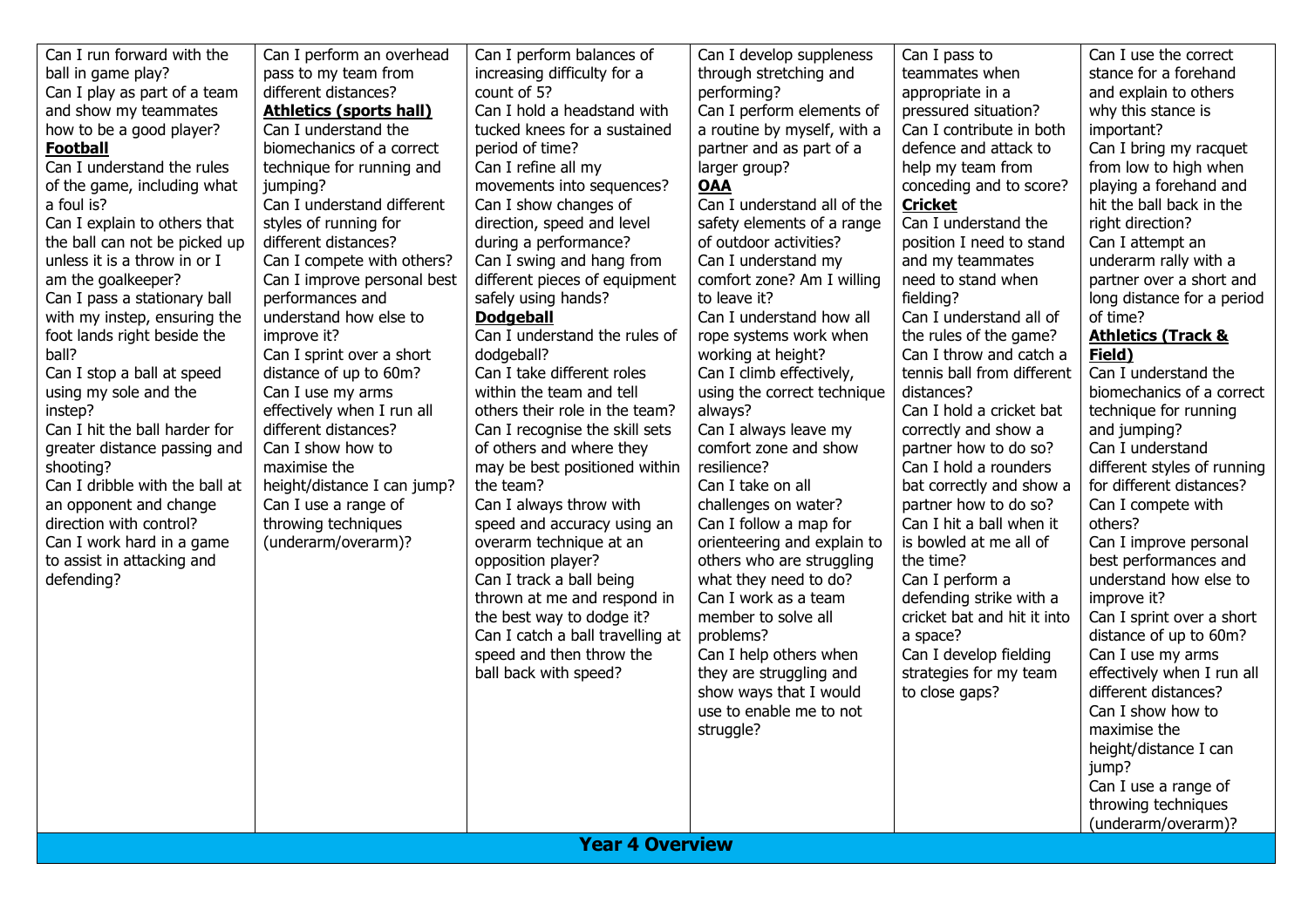| | | | | | |
|---|---|---|---|---|---|
| Can I run forward with the ball in game play?<br>Can I play as part of a team and show my teammates how to be a good player?<br>**Football**<br>Can I understand the rules of the game, including what a foul is?<br>Can I explain to others that the ball can not be picked up unless it is a throw in or I am the goalkeeper?<br>Can I pass a stationary ball with my instep, ensuring the foot lands right beside the ball?<br>Can I stop a ball at speed using my sole and the instep?<br>Can I hit the ball harder for greater distance passing and shooting?<br>Can I dribble with the ball at an opponent and change direction with control?<br>Can I work hard in a game to assist in attacking and defending? | Can I perform an overhead pass to my team from different distances?<br>**Athletics (sports hall)**<br>Can I understand the biomechanics of a correct technique for running and jumping?<br>Can I understand different styles of running for different distances?<br>Can I compete with others?<br>Can I improve personal best performances and understand how else to improve it?<br>Can I sprint over a short distance of up to 60m?<br>Can I use my arms effectively when I run all different distances?<br>Can I show how to maximise the height/distance I can jump?<br>Can I use a range of throwing techniques (underarm/overarm)? | Can I perform balances of increasing difficulty for a count of 5?<br>Can I hold a headstand with tucked knees for a sustained period of time?<br>Can I refine all my movements into sequences?<br>Can I show changes of direction, speed and level during a performance?<br>Can I swing and hang from different pieces of equipment safely using hands?<br>**Dodgeball**<br>Can I understand the rules of dodgeball?<br>Can I take different roles within the team and tell others their role in the team?<br>Can I recognise the skill sets of others and where they may be best positioned within the team?<br>Can I always throw with speed and accuracy using an overarm technique at an opposition player?<br>Can I track a ball being thrown at me and respond in the best way to dodge it?<br>Can I catch a ball travelling at speed and then throw the ball back with speed? | Can I develop suppleness through stretching and performing?<br>Can I perform elements of a routine by myself, with a partner and as part of a larger group?<br>**OAA**<br>Can I understand all of the safety elements of a range of outdoor activities?<br>Can I understand my comfort zone? Am I willing to leave it?<br>Can I understand how all rope systems work when working at height?<br>Can I climb effectively, using the correct technique always?<br>Can I always leave my comfort zone and show resilience?<br>Can I take on all challenges on water?<br>Can I follow a map for orienteering and explain to others who are struggling what they need to do?<br>Can I work as a team member to solve all problems?<br>Can I help others when they are struggling and show ways that I would use to enable me to not struggle? | Can I pass to teammates when appropriate in a pressured situation?<br>Can I contribute in both defence and attack to help my team from conceding and to score?<br>**Cricket**<br>Can I understand the position I need to stand and my teammates need to stand when fielding?<br>Can I understand all of the rules of the game?<br>Can I throw and catch a tennis ball from different distances?<br>Can I hold a cricket bat correctly and show a partner how to do so?<br>Can I hold a rounders bat correctly and show a partner how to do so?<br>Can I hit a ball when it is bowled at me all of the time?<br>Can I perform a defending strike with a cricket bat and hit it into a space?<br>Can I develop fielding strategies for my team to close gaps? | Can I use the correct stance for a forehand and explain to others why this stance is important?<br>Can I bring my racquet from low to high when playing a forehand and hit the ball back in the right direction?<br>Can I attempt an underarm rally with a partner over a short and long distance for a period of time?<br>**Athletics (Track & Field)**<br>Can I understand the biomechanics of a correct technique for running and jumping?<br>Can I understand different styles of running for different distances?<br>Can I compete with others?<br>Can I improve personal best performances and understand how else to improve it?<br>Can I sprint over a short distance of up to 60m?<br>Can I use my arms effectively when I run all different distances?<br>Can I show how to maximise the height/distance I can jump?<br>Can I use a range of throwing techniques (underarm/overarm)? |

**Year 4 Overview**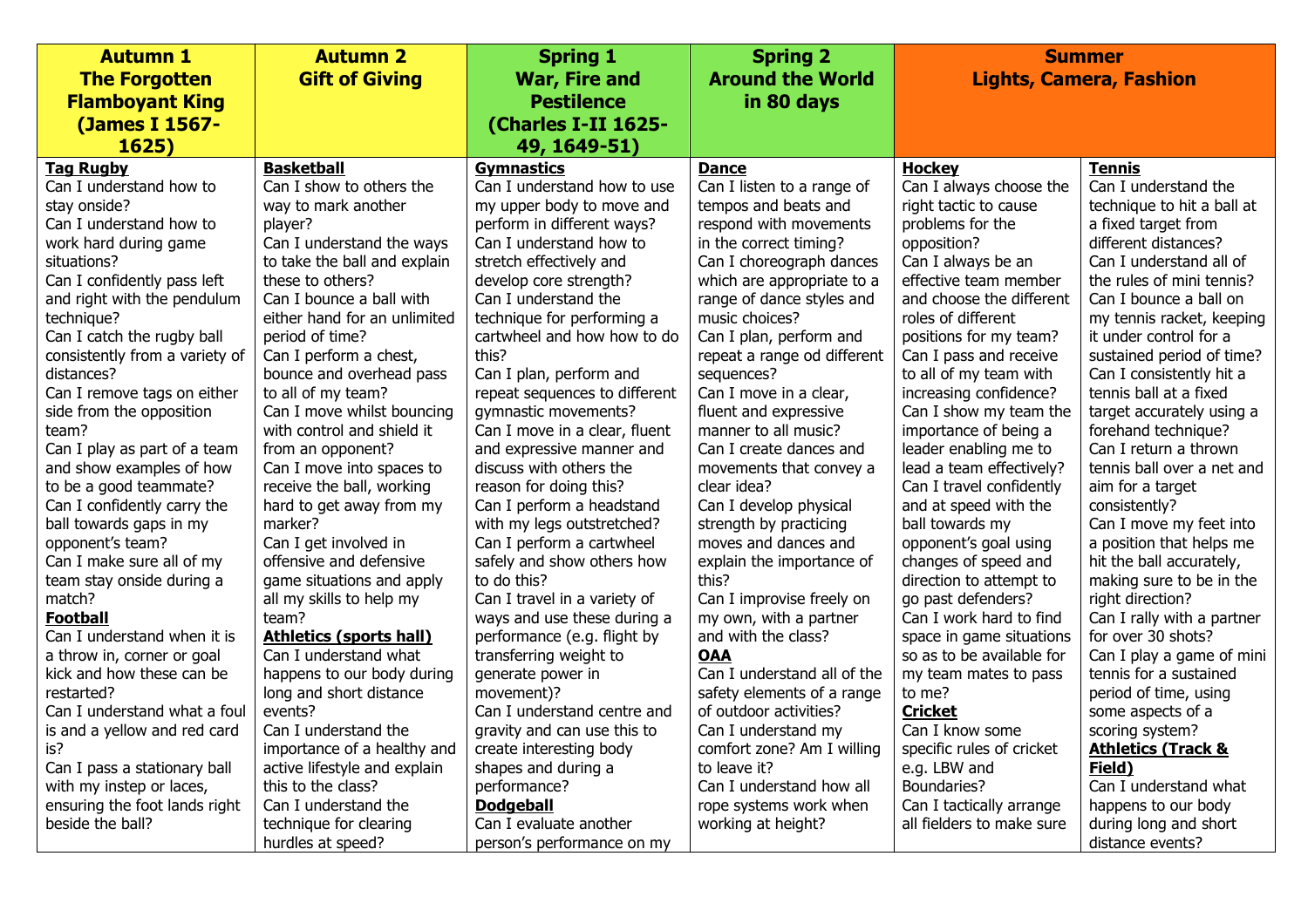| Autumn 1 The Forgotten Flamboyant King (James I 1567-1625) | Autumn 2 Gift of Giving | Spring 1 War, Fire and Pestilence (Charles I-II 1625-49, 1649-51) | Spring 2 Around the World in 80 days | Summer Lights, Camera, Fashion | |
|---|---|---|---|---|---|
| **Tag Rugby**<br>Can I understand how to stay onside?<br>Can I understand how to work hard during game situations?<br>Can I confidently pass left and right with the pendulum technique?<br>Can I catch the rugby ball consistently from a variety of distances?<br>Can I remove tags on either side from the opposition team?<br>Can I play as part of a team and show examples of how to be a good teammate?<br>Can I confidently carry the ball towards gaps in my opponent's team?<br>Can I make sure all of my team stay onside during a match?<br>**Football**<br>Can I understand when it is a throw in, corner or goal kick and how these can be restarted?<br>Can I understand what a foul is and a yellow and red card is?<br>Can I pass a stationary ball with my instep or laces, ensuring the foot lands right beside the ball? | **Basketball**<br>Can I show to others the way to mark another player?<br>Can I understand the ways to take the ball and explain these to others?<br>Can I bounce a ball with either hand for an unlimited period of time?<br>Can I perform a chest, bounce and overhead pass to all of my team?<br>Can I move whilst bouncing with control and shield it from an opponent?<br>Can I move into spaces to receive the ball, working hard to get away from my marker?<br>Can I get involved in offensive and defensive game situations and apply all my skills to help my team?<br>**Athletics (sports hall)**<br>Can I understand what happens to our body during long and short distance events?<br>Can I understand the importance of a healthy and active lifestyle and explain this to the class?<br>Can I understand the technique for clearing hurdles at speed? | **Gymnastics**<br>Can I understand how to use my upper body to move and perform in different ways?<br>Can I understand how to stretch effectively and develop core strength?<br>Can I understand the technique for performing a cartwheel and how how to do this?<br>Can I plan, perform and repeat sequences to different gymnastic movements?<br>Can I move in a clear, fluent and expressive manner and discuss with others the reason for doing this?<br>Can I perform a headstand with my legs outstretched?<br>Can I perform a cartwheel safely and show others how to do this?<br>Can I travel in a variety of ways and use these during a performance (e.g. flight by transferring weight to generate power in movement)?<br>Can I understand centre and gravity and can use this to create interesting body shapes and during a performance?<br>**Dodgeball**<br>Can I evaluate another person's performance on my | **Dance**<br>Can I listen to a range of tempos and beats and respond with movements in the correct timing?<br>Can I choreograph dances which are appropriate to a range of dance styles and music choices?<br>Can I plan, perform and repeat a range od different sequences?<br>Can I move in a clear, fluent and expressive manner to all music?<br>Can I create dances and movements that convey a clear idea?<br>Can I develop physical strength by practicing moves and dances and explain the importance of this?<br>Can I improvise freely on my own, with a partner and with the class?<br>**OAA**<br>Can I understand all of the safety elements of a range of outdoor activities?<br>Can I understand my comfort zone? Am I willing to leave it?<br>Can I understand how all rope systems work when working at height? | **Hockey**<br>Can I always choose the right tactic to cause problems for the opposition?<br>Can I always be an effective team member and choose the different roles of different positions for my team?<br>Can I pass and receive to all of my team with increasing confidence?<br>Can I show my team the importance of being a leader enabling me to lead a team effectively?<br>Can I travel confidently and at speed with the ball towards my opponent's goal using changes of speed and direction to attempt to go past defenders?<br>Can I work hard to find space in game situations so as to be available for my team mates to pass to me?<br>**Cricket**<br>Can I know some specific rules of cricket e.g. LBW and Boundaries?<br>Can I tactically arrange all fielders to make sure | **Tennis**<br>Can I understand the technique to hit a ball at a fixed target from different distances?<br>Can I understand all of the rules of mini tennis?<br>Can I bounce a ball on my tennis racket, keeping it under control for a sustained period of time?<br>Can I consistently hit a tennis ball at a fixed target accurately using a forehand technique?<br>Can I return a thrown tennis ball over a net and aim for a target consistently?<br>Can I move my feet into a position that helps me hit the ball accurately, making sure to be in the right direction?<br>Can I rally with a partner for over 30 shots?<br>Can I play a game of mini tennis for a sustained period of time, using some aspects of a scoring system?<br>**Athletics (Track & Field)**<br>Can I understand what happens to our body during long and short distance events? |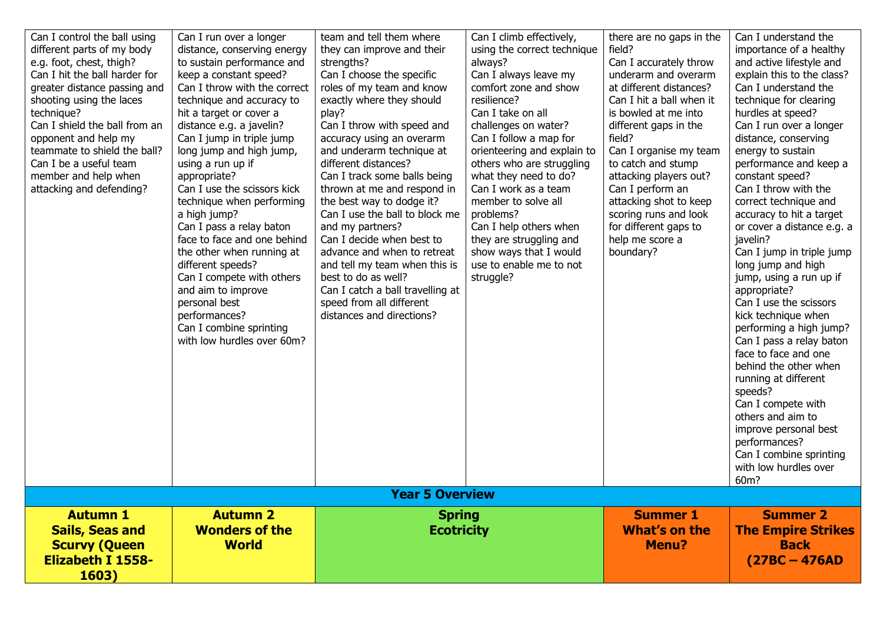| | | | | | |
|---|---|---|---|---|---|
| Can I control the ball using different parts of my body e.g. foot, chest, thigh?<br>Can I hit the ball harder for greater distance passing and shooting using the laces technique?<br>Can I shield the ball from an opponent and help my teammate to shield the ball?<br>Can I be a useful team member and help when attacking and defending? | Can I run over a longer distance, conserving energy to sustain performance and keep a constant speed?<br>Can I throw with the correct technique and accuracy to hit a target or cover a distance e.g. a javelin?<br>Can I jump in triple jump long jump and high jump, using a run up if appropriate?<br>Can I use the scissors kick technique when performing a high jump?<br>Can I pass a relay baton face to face and one behind the other when running at different speeds?<br>Can I compete with others and aim to improve personal best performances?<br>Can I combine sprinting with low hurdles over 60m? | team and tell them where they can improve and their strengths?<br>Can I choose the specific roles of my team and know exactly where they should play?<br>Can I throw with speed and accuracy using an overarm and underarm technique at different distances?<br>Can I track some balls being thrown at me and respond in the best way to dodge it?<br>Can I use the ball to block me and my partners?<br>Can I decide when best to advance and when to retreat and tell my team when this is best to do as well?<br>Can I catch a ball travelling at speed from all different distances and directions? | Can I climb effectively, using the correct technique always?<br>Can I always leave my comfort zone and show resilience?<br>Can I take on all challenges on water?<br>Can I follow a map for orienteering and explain to others who are struggling what they need to do?<br>Can I work as a team member to solve all problems?<br>Can I help others when they are struggling and show ways that I would use to enable me to not struggle? | there are no gaps in the field?<br>Can I accurately throw underarm and overarm at different distances?<br>Can I hit a ball when it is bowled at me into different gaps in the field?<br>Can I organise my team to catch and stump attacking players out?<br>Can I perform an attacking shot to keep scoring runs and look for different gaps to help me score a boundary? | Can I understand the importance of a healthy and active lifestyle and explain this to the class?<br>Can I understand the technique for clearing hurdles at speed?<br>Can I run over a longer distance, conserving energy to sustain performance and keep a constant speed?<br>Can I throw with the correct technique and accuracy to hit a target or cover a distance e.g. a javelin?<br>Can I jump in triple jump long jump and high jump, using a run up if appropriate?<br>Can I use the scissors kick technique when performing a high jump?<br>Can I pass a relay baton face to face and one behind the other when running at different speeds?<br>Can I compete with others and aim to improve personal best performances?<br>Can I combine sprinting with low hurdles over 60m? |
| **Year 5 Overview** | | | | | |
| **Autumn 1**<br>**Sails, Seas and Scurvy (Queen Elizabeth I 1558-1603)** | **Autumn 2**<br>**Wonders of the World** | **Spring**<br>**Ecotricity** | | **Summer 1**<br>**What's on the Menu?** | **Summer 2**<br>**The Empire Strikes Back**<br>**(27BC – 476AD** |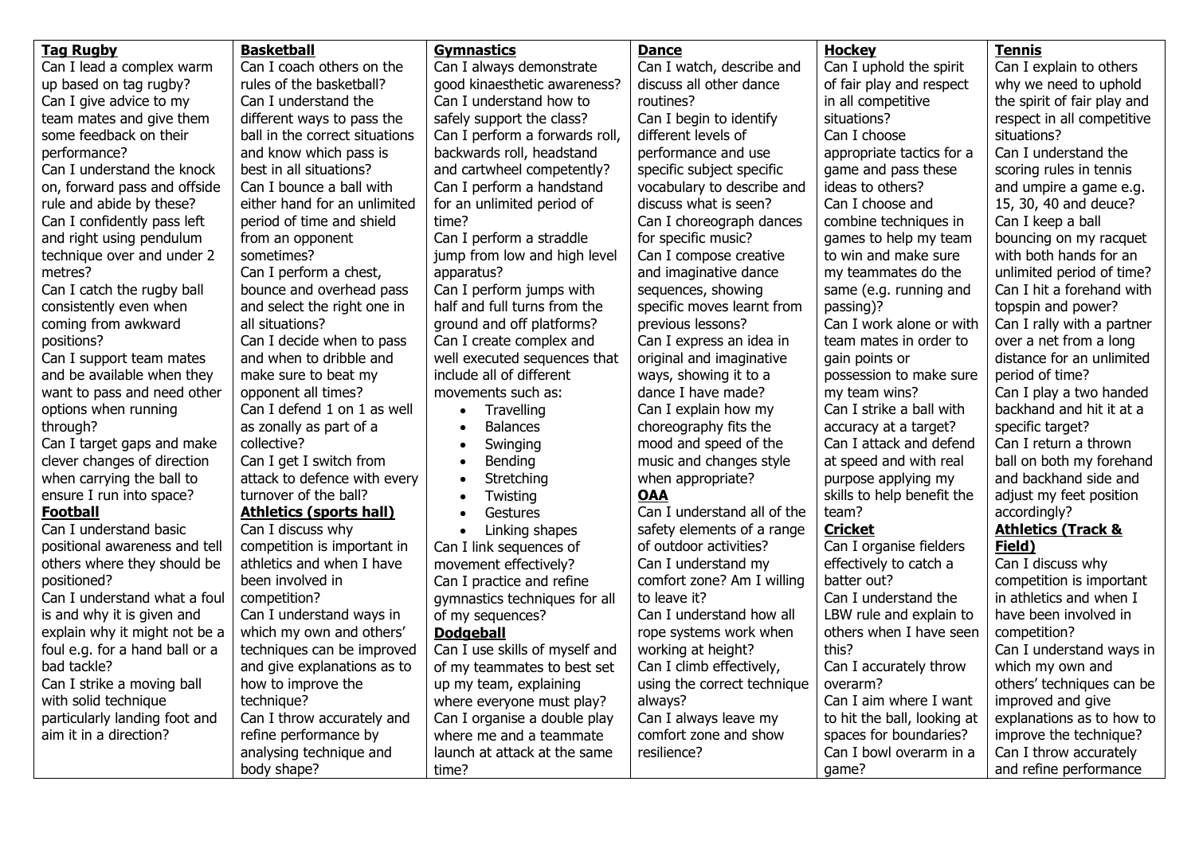| Tag Rugby | Basketball | Gymnastics | Dance | Hockey | Tennis |
|---|---|---|---|---|---|
| Can I lead a complex warm up based on tag rugby?<br>Can I give advice to my team mates and give them some feedback on their performance?<br>Can I understand the knock on, forward pass and offside rule and abide by these?<br>Can I confidently pass left and right using pendulum technique over and under 2 metres?<br>Can I catch the rugby ball consistently even when coming from awkward positions?<br>Can I support team mates and be available when they want to pass and need other options when running through?<br>Can I target gaps and make clever changes of direction when carrying the ball to ensure I run into space?<br>**Football**<br>Can I understand basic positional awareness and tell others where they should be positioned?<br>Can I understand what a foul is and why it is given and explain why it might not be a foul e.g. for a hand ball or a bad tackle?<br>Can I strike a moving ball with solid technique particularly landing foot and aim it in a direction? | Can I coach others on the rules of the basketball?<br>Can I understand the different ways to pass the ball in the correct situations and know which pass is best in all situations?<br>Can I bounce a ball with either hand for an unlimited period of time and shield from an opponent sometimes?<br>Can I perform a chest, bounce and overhead pass and select the right one in all situations?<br>Can I decide when to pass and when to dribble and make sure to beat my opponent all times?<br>Can I defend 1 on 1 as well as zonally as part of a collective?<br>Can I get I switch from attack to defence with every turnover of the ball?<br>**Athletics (sports hall)**<br>Can I discuss why competition is important in athletics and when I have been involved in competition?<br>Can I understand ways in which my own and others' techniques can be improved and give explanations as to how to improve the technique?<br>Can I throw accurately and refine performance by analysing technique and body shape? | Can I always demonstrate good kinaesthetic awareness?<br>Can I understand how to safely support the class?<br>Can I perform a forwards roll, backwards roll, headstand and cartwheel competently?<br>Can I perform a handstand for an unlimited period of time?<br>Can I perform a straddle jump from low and high level apparatus?<br>Can I perform jumps with half and full turns from the ground and off platforms?<br>Can I create complex and well executed sequences that include all of different movements such as:<br>• Travelling<br>• Balances<br>• Swinging<br>• Bending<br>• Stretching<br>• Twisting<br>• Gestures<br>• Linking shapes<br>Can I link sequences of movement effectively?<br>Can I practice and refine gymnastics techniques for all of my sequences?<br>**Dodgeball**<br>Can I use skills of myself and of my teammates to best set up my team, explaining where everyone must play?<br>Can I organise a double play where me and a teammate launch at attack at the same time? | Can I watch, describe and discuss all other dance routines?<br>Can I begin to identify different levels of performance and use specific subject specific vocabulary to describe and discuss what is seen?<br>Can I choreograph dances for specific music?<br>Can I compose creative and imaginative dance sequences, showing specific moves learnt from previous lessons?<br>Can I express an idea in original and imaginative ways, showing it to a dance I have made?<br>Can I explain how my choreography fits the mood and speed of the music and changes style when appropriate?<br>**OAA**<br>Can I understand all of the safety elements of a range of outdoor activities?<br>Can I understand my comfort zone? Am I willing to leave it?<br>Can I understand how all rope systems work when working at height?<br>Can I climb effectively, using the correct technique always?<br>Can I always leave my comfort zone and show resilience? | Can I uphold the spirit of fair play and respect in all competitive situations?<br>Can I choose appropriate tactics for a game and pass these ideas to others?<br>Can I choose and combine techniques in games to help my team to win and make sure my teammates do the same (e.g. running and passing)?<br>Can I work alone or with team mates in order to gain points or possession to make sure my team wins?<br>Can I strike a ball with accuracy at a target?<br>Can I attack and defend at speed and with real purpose applying my skills to help benefit the team?<br>**Cricket**<br>Can I organise fielders effectively to catch a batter out?<br>Can I understand the LBW rule and explain to others when I have seen this?<br>Can I accurately throw overarm?<br>Can I aim where I want to hit the ball, looking at spaces for boundaries?<br>Can I bowl overarm in a game? | Can I explain to others why we need to uphold the spirit of fair play and respect in all competitive situations?<br>Can I understand the scoring rules in tennis and umpire a game e.g. 15, 30, 40 and deuce?<br>Can I keep a ball bouncing on my racquet with both hands for an unlimited period of time?<br>Can I hit a forehand with topspin and power?<br>Can I rally with a partner over a net from a long distance for an unlimited period of time?<br>Can I play a two handed backhand and hit it at a specific target?<br>Can I return a thrown ball on both my forehand and backhand side and adjust my feet position accordingly?<br>**Athletics (Track & Field)**<br>Can I discuss why competition is important in athletics and when I have been involved in competition?<br>Can I understand ways in which my own and others' techniques can be improved and give explanations as to how to improve the technique?<br>Can I throw accurately and refine performance |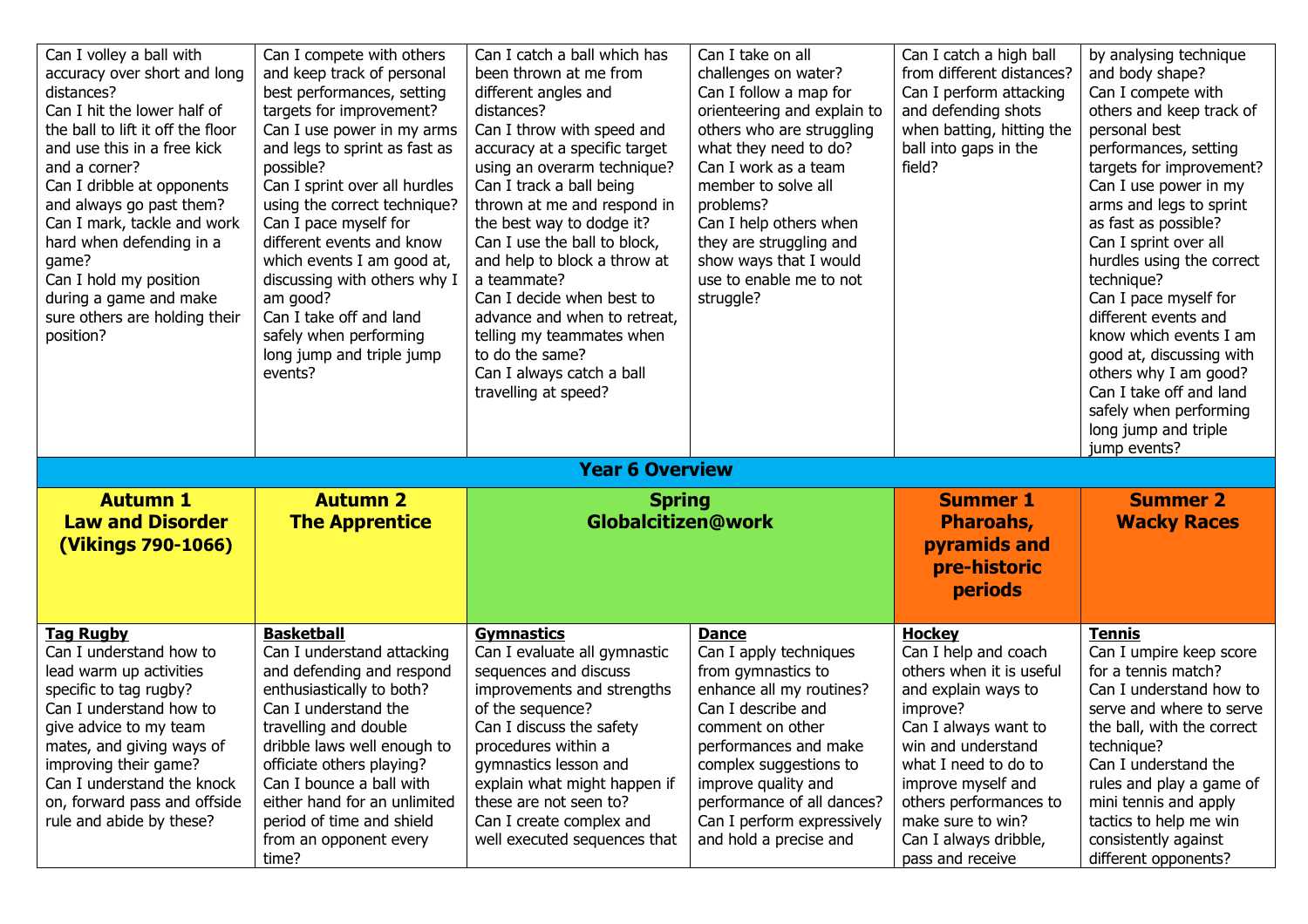| | | | | | |
|---|---|---|---|---|---|
| Can I volley a ball with accuracy over short and long distances?<br>Can I hit the lower half of the ball to lift it off the floor and use this in a free kick and a corner?<br>Can I dribble at opponents and always go past them?<br>Can I mark, tackle and work hard when defending in a game?<br>Can I hold my position during a game and make sure others are holding their position? | Can I compete with others and keep track of personal best performances, setting targets for improvement?<br>Can I use power in my arms and legs to sprint as fast as possible?<br>Can I sprint over all hurdles using the correct technique?<br>Can I pace myself for different events and know which events I am good at, discussing with others why I am good?<br>Can I take off and land safely when performing long jump and triple jump events? | Can I catch a ball which has been thrown at me from different angles and distances?<br>Can I throw with speed and accuracy at a specific target using an overarm technique?<br>Can I track a ball being thrown at me and respond in the best way to dodge it?<br>Can I use the ball to block, and help to block a throw at a teammate?<br>Can I decide when best to advance and when to retreat, telling my teammates when to do the same?<br>Can I always catch a ball travelling at speed? | Can I take on all challenges on water?<br>Can I follow a map for orienteering and explain to others who are struggling what they need to do?<br>Can I work as a team member to solve all problems?<br>Can I help others when they are struggling and show ways that I would use to enable me to not struggle? | Can I catch a high ball from different distances?<br>Can I perform attacking and defending shots when batting, hitting the ball into gaps in the field? | by analysing technique and body shape?<br>Can I compete with others and keep track of personal best performances, setting targets for improvement?<br>Can I use power in my arms and legs to sprint as fast as possible?<br>Can I sprint over all hurdles using the correct technique?<br>Can I pace myself for different events and know which events I am good at, discussing with others why I am good?<br>Can I take off and land safely when performing long jump and triple jump events? |
| **Year 6 Overview** | | | | | |
| **Autumn 1**<br>**Law and Disorder (Vikings 790-1066)** | **Autumn 2**<br>**The Apprentice** | **Spring**<br>**Globalcitizen@work** | | **Summer 1**<br>**Pharoahs, pyramids and pre-historic periods** | **Summer 2**<br>**Wacky Races** |
| **Tag Rugby**<br>Can I understand how to lead warm up activities specific to tag rugby?<br>Can I understand how to give advice to my team mates, and giving ways of improving their game?<br>Can I understand the knock on, forward pass and offside rule and abide by these? | **Basketball**<br>Can I understand attacking and defending and respond enthusiastically to both?<br>Can I understand the travelling and double dribble laws well enough to officiate others playing?<br>Can I bounce a ball with either hand for an unlimited period of time and shield from an opponent every time? | **Gymnastics**<br>Can I evaluate all gymnastic sequences and discuss improvements and strengths of the sequence?<br>Can I discuss the safety procedures within a gymnastics lesson and explain what might happen if these are not seen to?<br>Can I create complex and well executed sequences that | **Dance**<br>Can I apply techniques from gymnastics to enhance all my routines?<br>Can I describe and comment on other performances and make complex suggestions to improve quality and performance of all dances?<br>Can I perform expressively and hold a precise and | **Hockey**<br>Can I help and coach others when it is useful and explain ways to improve?<br>Can I always want to win and understand what I need to do to improve myself and others performances to make sure to win?<br>Can I always dribble, pass and receive | **Tennis**<br>Can I umpire keep score for a tennis match?<br>Can I understand how to serve and where to serve the ball, with the correct technique?<br>Can I understand the rules and play a game of mini tennis and apply tactics to help me win consistently against different opponents? |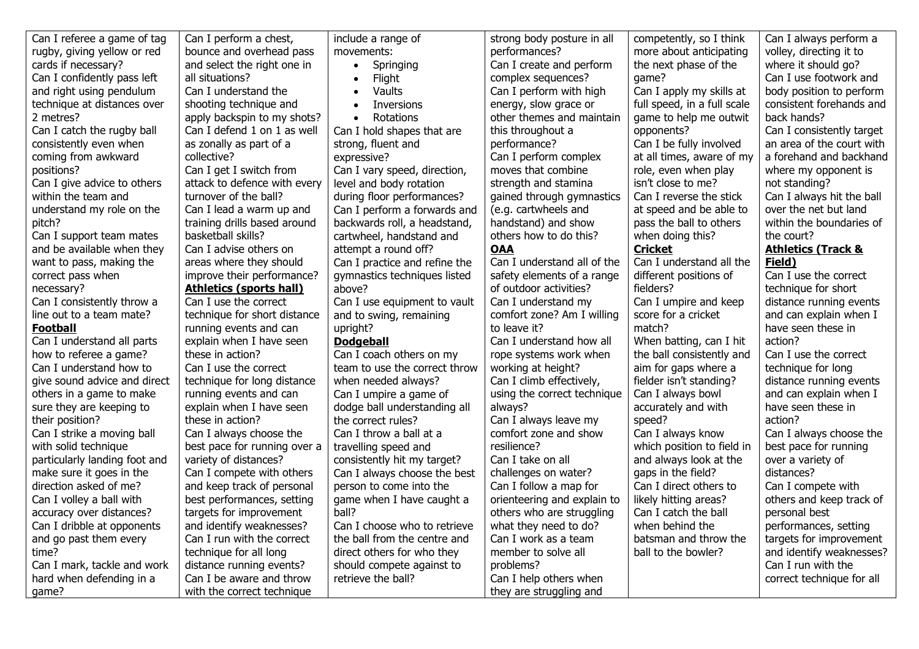| | | | | | |
|---|---|---|---|---|---|
| Can I referee a game of tag rugby, giving yellow or red cards if necessary?<br>Can I confidently pass left and right using pendulum technique at distances over 2 metres?<br>Can I catch the rugby ball consistently even when coming from awkward positions?<br>Can I give advice to others within the team and understand my role on the pitch?<br>Can I support team mates and be available when they want to pass, making the correct pass when necessary?<br>Can I consistently throw a line out to a team mate?<br>**Football**<br>Can I understand all parts how to referee a game?<br>Can I understand how to give sound advice and direct others in a game to make sure they are keeping to their position?<br>Can I strike a moving ball with solid technique particularly landing foot and make sure it goes in the direction asked of me?<br>Can I volley a ball with accuracy over distances?<br>Can I dribble at opponents and go past them every time?<br>Can I mark, tackle and work hard when defending in a game? | Can I perform a chest, bounce and overhead pass and select the right one in all situations?<br>Can I understand the shooting technique and apply backspin to my shots?<br>Can I defend 1 on 1 as well as zonally as part of a collective?<br>Can I get I switch from attack to defence with every turnover of the ball?<br>Can I lead a warm up and training drills based around basketball skills?<br>Can I advise others on areas where they should improve their performance?<br>**Athletics (sports hall)**<br>Can I use the correct technique for short distance running events and can explain when I have seen these in action?<br>Can I use the correct technique for long distance running events and can explain when I have seen these in action?<br>Can I always choose the best pace for running over a variety of distances?<br>Can I compete with others and keep track of personal best performances, setting targets for improvement and identify weaknesses?<br>Can I run with the correct technique for all long distance running events?<br>Can I be aware and throw with the correct technique | include a range of movements:<br>• Springing<br>• Flight<br>• Vaults<br>• Inversions<br>• Rotations<br>Can I hold shapes that are strong, fluent and expressive?<br>Can I vary speed, direction, level and body rotation during floor performances?<br>Can I perform a forwards and backwards roll, a headstand, cartwheel, handstand and attempt a round off?<br>Can I practice and refine the gymnastics techniques listed above?<br>Can I use equipment to vault and to swing, remaining upright?<br>**Dodgeball**<br>Can I coach others on my team to use the correct throw when needed always?<br>Can I umpire a game of dodge ball understanding all the correct rules?<br>Can I throw a ball at a travelling speed and consistently hit my target?<br>Can I always choose the best person to come into the game when I have caught a ball?<br>Can I choose who to retrieve the ball from the centre and direct others for who they should compete against to retrieve the ball? | strong body posture in all performances?<br>Can I create and perform complex sequences?<br>Can I perform with high energy, slow grace or other themes and maintain this throughout a performance?<br>Can I perform complex moves that combine strength and stamina gained through gymnastics (e.g. cartwheels and handstand) and show others how to do this?<br>**OAA**<br>Can I understand all of the safety elements of a range of outdoor activities?<br>Can I understand my comfort zone? Am I willing to leave it?<br>Can I understand how all rope systems work when working at height?<br>Can I climb effectively, using the correct technique always?<br>Can I always leave my comfort zone and show resilience?<br>Can I take on all challenges on water?<br>Can I follow a map for orienteering and explain to others who are struggling what they need to do?<br>Can I work as a team member to solve all problems?<br>Can I help others when they are struggling and | competently, so I think more about anticipating the next phase of the game?<br>Can I apply my skills at full speed, in a full scale game to help me outwit opponents?<br>Can I be fully involved at all times, aware of my role, even when play isn't close to me?<br>Can I reverse the stick at speed and be able to pass the ball to others when doing this?<br>**Cricket**<br>Can I understand all the different positions of fielders?<br>Can I umpire and keep score for a cricket match?<br>When batting, can I hit the ball consistently and aim for gaps where a fielder isn't standing?<br>Can I always bowl accurately and with speed?<br>Can I always know which position to field in and always look at the gaps in the field?<br>Can I direct others to likely hitting areas?<br>Can I catch the ball when behind the batsman and throw the ball to the bowler? | Can I always perform a volley, directing it to where it should go?<br>Can I use footwork and body position to perform consistent forehands and back hands?<br>Can I consistently target an area of the court with a forehand and backhand where my opponent is not standing?<br>Can I always hit the ball over the net but land within the boundaries of the court?<br>**Athletics (Track & Field)**<br>Can I use the correct technique for short distance running events and can explain when I have seen these in action?<br>Can I use the correct technique for long distance running events and can explain when I have seen these in action?<br>Can I always choose the best pace for running over a variety of distances?<br>Can I compete with others and keep track of personal best performances, setting targets for improvement and identify weaknesses?<br>Can I run with the correct technique for all |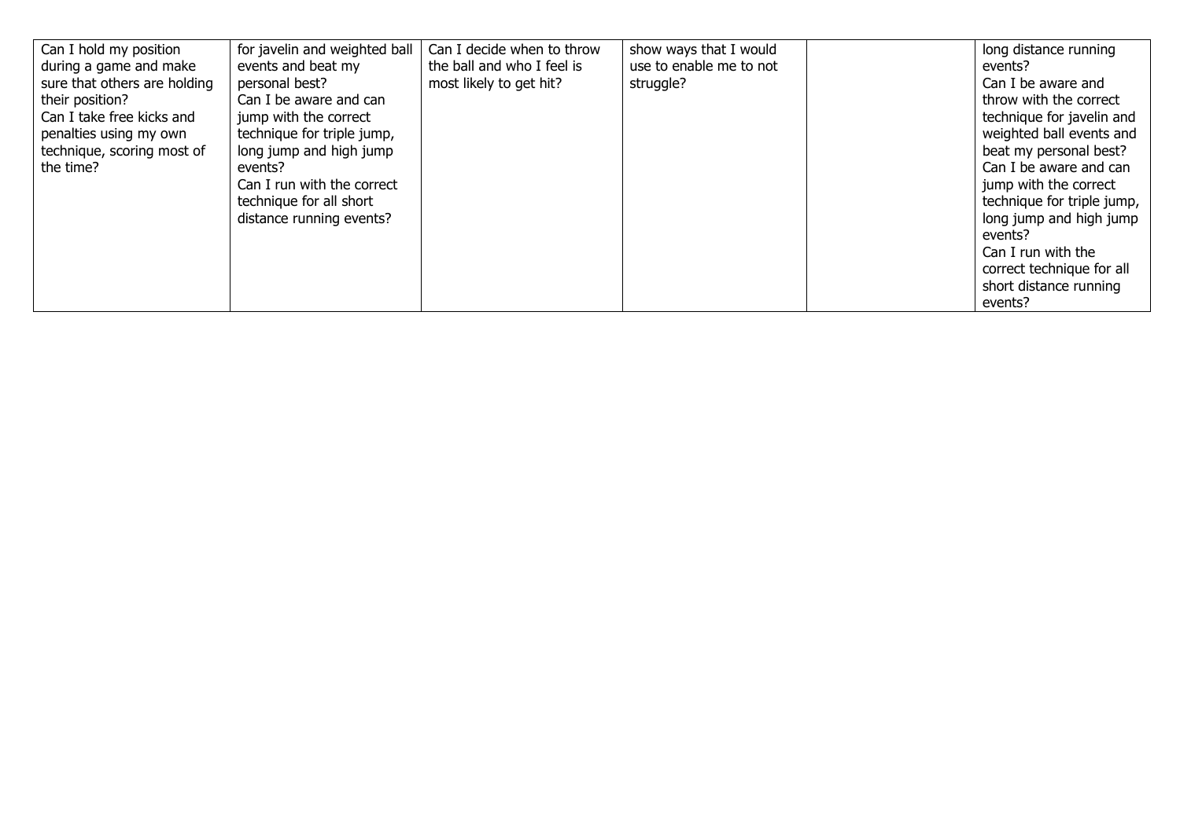| | | | | | |
|---|---|---|---|---|---|
| Can I hold my position during a game and make sure that others are holding their position?<br>Can I take free kicks and penalties using my own technique, scoring most of the time? | for javelin and weighted ball events and beat my personal best?<br>Can I be aware and can jump with the correct technique for triple jump, long jump and high jump events?<br>Can I run with the correct technique for all short distance running events? | Can I decide when to throw the ball and who I feel is most likely to get hit? | show ways that I would use to enable me to not struggle? | | long distance running events?<br>Can I be aware and throw with the correct technique for javelin and weighted ball events and beat my personal best?<br>Can I be aware and can jump with the correct technique for triple jump, long jump and high jump events?<br>Can I run with the correct technique for all short distance running events? |